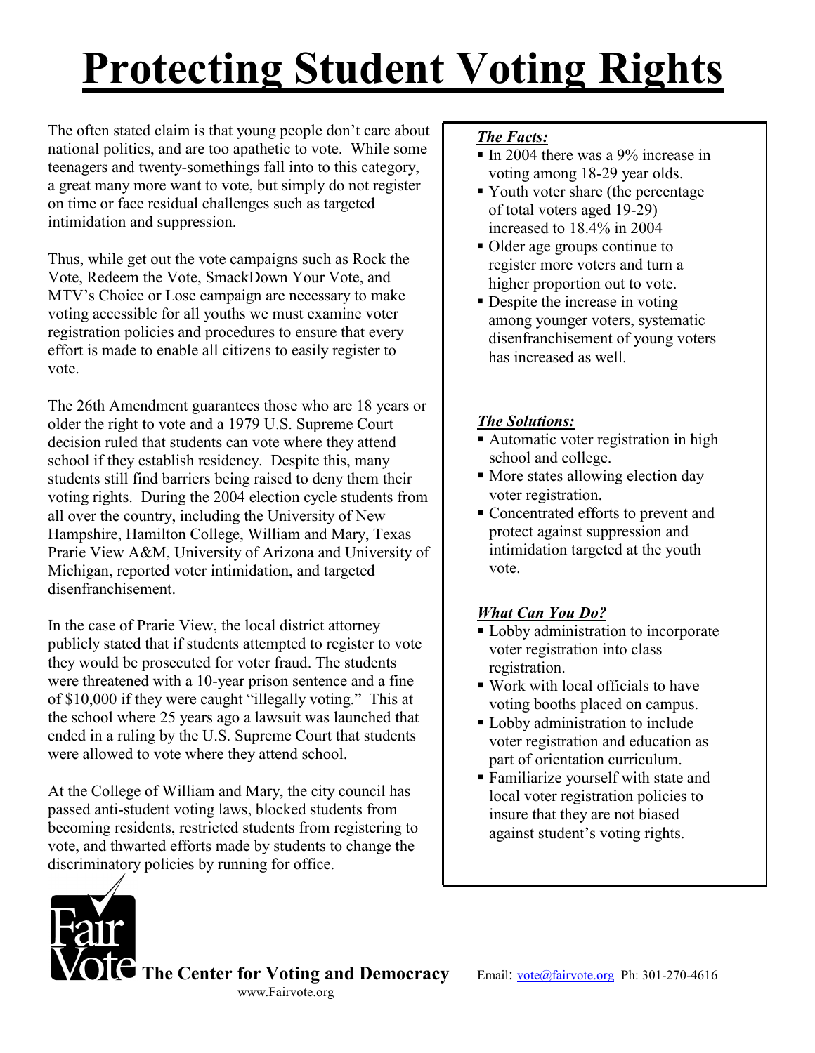# Protecting Student Voting Rights

The often stated claim is that young people don't care about national politics, and are too apathetic to vote. While some teenagers and twenty-somethings fall into to this category, a great many more want to vote, but simply do not register on time or face residual challenges such as targeted intimidation and suppression.

Thus, while get out the vote campaigns such as Rock the Vote, Redeem the Vote, SmackDown Your Vote, and MTV's Choice or Lose campaign are necessary to make voting accessible for all youths we must examine voter registration policies and procedures to ensure that every effort is made to enable all citizens to easily register to vote.

The 26th Amendment guarantees those who are 18 years or older the right to vote and a 1979 U.S. Supreme Court decision ruled that students can vote where they attend school if they establish residency. Despite this, many students still find barriers being raised to deny them their voting rights. During the 2004 election cycle students from all over the country, including the University of New Hampshire, Hamilton College, William and Mary, Texas Prarie View A&M, University of Arizona and University of Michigan, reported voter intimidation, and targeted disenfranchisement.

In the case of Prarie View, the local district attorney publicly stated that if students attempted to register to vote they would be prosecuted for voter fraud. The students were threatened with a 10-year prison sentence and a fine of $10,000 if they were caught "illegally voting." This at the school where 25 years ago a lawsuit was launched that ended in a ruling by the U.S. Supreme Court that students were allowed to vote where they attend school.

At the College of William and Mary, the city council has passed anti-student voting laws, blocked students from becoming residents, restricted students from registering to vote, and thwarted efforts made by students to change the discriminatory policies by running for office.

***The Facts:***

- In 2004 there was a 9% increase in voting among 18-29 year olds.
- Youth voter share (the percentage of total voters aged 19-29) increased to 18.4% in 2004
- Older age groups continue to register more voters and turn a higher proportion out to vote.
- Despite the increase in voting among younger voters, systematic disenfranchisement of young voters has increased as well.

***The Solutions:***

- Automatic voter registration in high school and college.
- More states allowing election day voter registration.
- Concentrated efforts to prevent and protect against suppression and intimidation targeted at the youth vote.

***What Can You Do?***

- Lobby administration to incorporate voter registration into class registration.
- Work with local officials to have voting booths placed on campus.
- Lobby administration to include voter registration and education as part of orientation curriculum.
- Familiarize yourself with state and local voter registration policies to insure that they are not biased against student's voting rights.

FairVote **The Center for Voting and Democracy**
www.Fairvote.org

Email: vote@fairvote.org Ph: 301-270-4616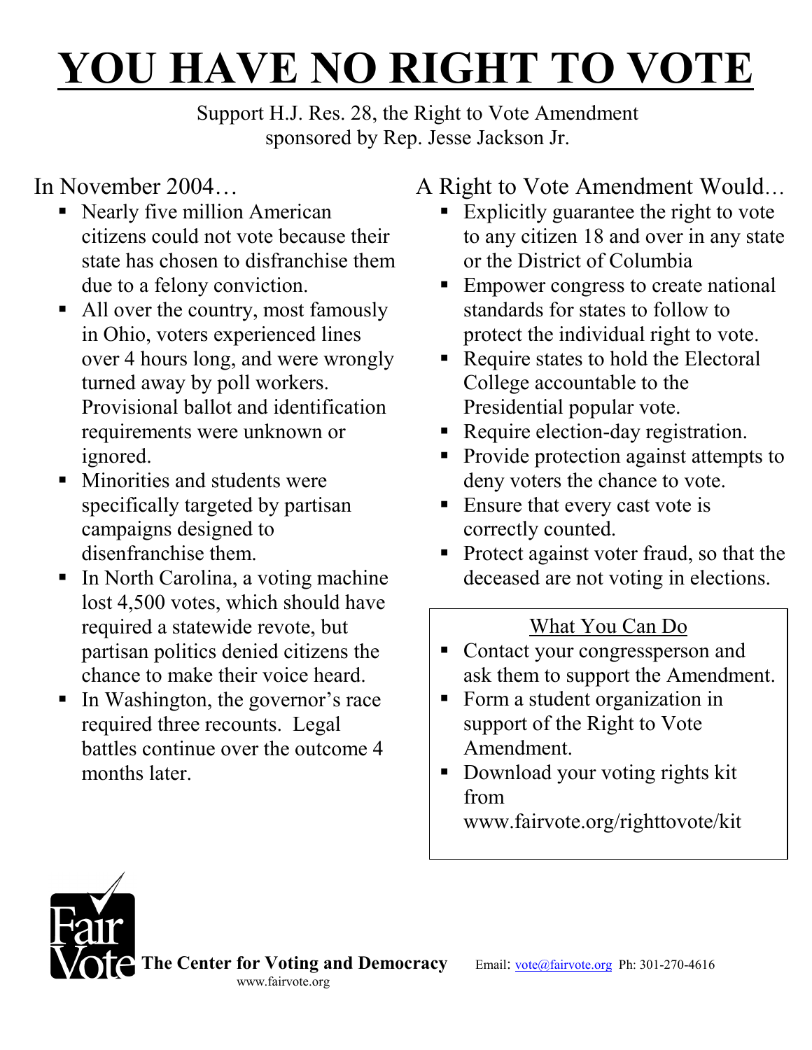# YOU HAVE NO RIGHT TO VOTE

Support H.J. Res. 28, the Right to Vote Amendment
sponsored by Rep. Jesse Jackson Jr.

## In November 2004…

- Nearly five million American citizens could not vote because their state has chosen to disfranchise them due to a felony conviction.
- All over the country, most famously in Ohio, voters experienced lines over 4 hours long, and were wrongly turned away by poll workers. Provisional ballot and identification requirements were unknown or ignored.
- Minorities and students were specifically targeted by partisan campaigns designed to disenfranchise them.
- In North Carolina, a voting machine lost 4,500 votes, which should have required a statewide revote, but partisan politics denied citizens the chance to make their voice heard.
- In Washington, the governor's race required three recounts. Legal battles continue over the outcome 4 months later.

## A Right to Vote Amendment Would…

- Explicitly guarantee the right to vote to any citizen 18 and over in any state or the District of Columbia
- Empower congress to create national standards for states to follow to protect the individual right to vote.
- Require states to hold the Electoral College accountable to the Presidential popular vote.
- Require election-day registration.
- Provide protection against attempts to deny voters the chance to vote.
- Ensure that every cast vote is correctly counted.
- Protect against voter fraud, so that the deceased are not voting in elections.

### What You Can Do

- Contact your congressperson and ask them to support the Amendment.
- Form a student organization in support of the Right to Vote Amendment.
- Download your voting rights kit from www.fairvote.org/righttovote/kit

Fair Vote **The Center for Voting and Democracy**
www.fairvote.org

Email: vote@fairvote.org Ph: 301-270-4616